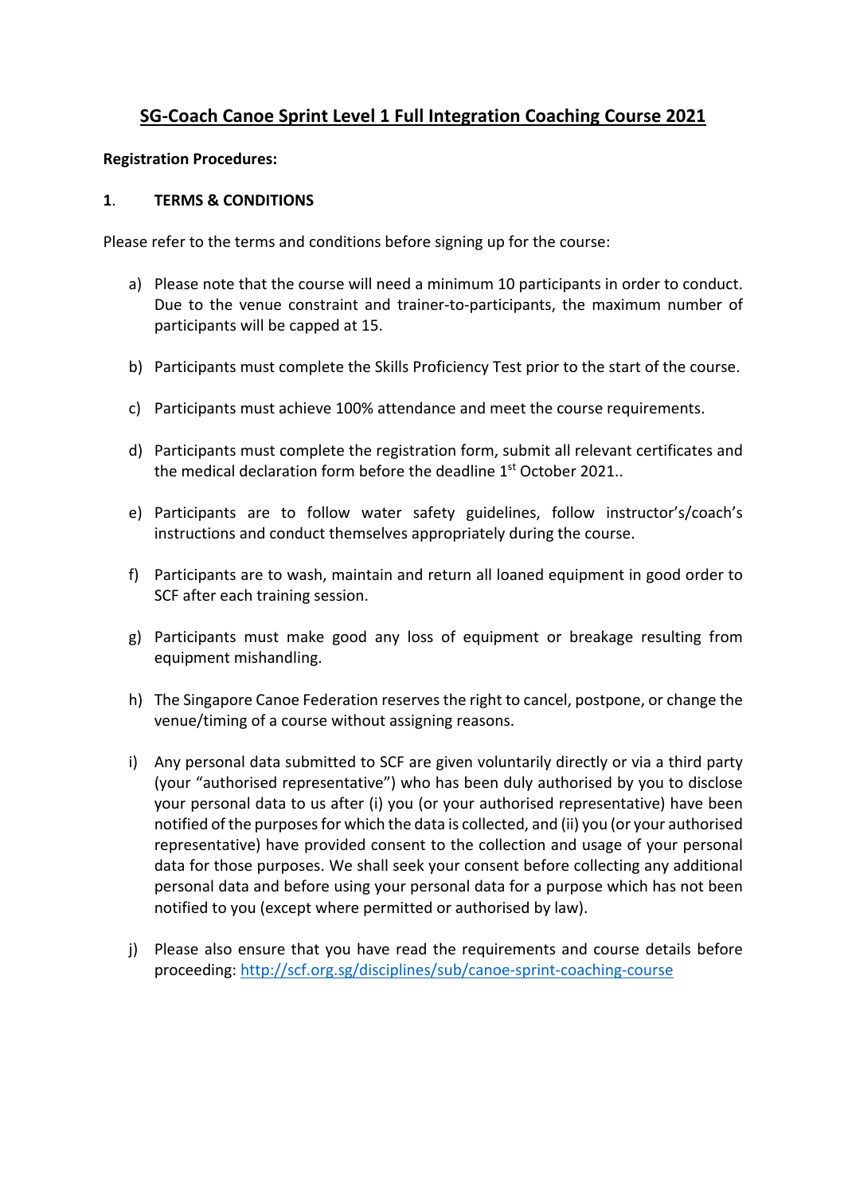# SG-Coach Canoe Sprint Level 1 Full Integration Coaching Course 2021

**Registration Procedures:**

**1. TERMS & CONDITIONS**

Please refer to the terms and conditions before signing up for the course:

a) Please note that the course will need a minimum 10 participants in order to conduct. Due to the venue constraint and trainer-to-participants, the maximum number of participants will be capped at 15.

b) Participants must complete the Skills Proficiency Test prior to the start of the course.

c) Participants must achieve 100% attendance and meet the course requirements.

d) Participants must complete the registration form, submit all relevant certificates and the medical declaration form before the deadline 1st October 2021..

e) Participants are to follow water safety guidelines, follow instructor's/coach's instructions and conduct themselves appropriately during the course.

f) Participants are to wash, maintain and return all loaned equipment in good order to SCF after each training session.

g) Participants must make good any loss of equipment or breakage resulting from equipment mishandling.

h) The Singapore Canoe Federation reserves the right to cancel, postpone, or change the venue/timing of a course without assigning reasons.

i) Any personal data submitted to SCF are given voluntarily directly or via a third party (your "authorised representative") who has been duly authorised by you to disclose your personal data to us after (i) you (or your authorised representative) have been notified of the purposes for which the data is collected, and (ii) you (or your authorised representative) have provided consent to the collection and usage of your personal data for those purposes. We shall seek your consent before collecting any additional personal data and before using your personal data for a purpose which has not been notified to you (except where permitted or authorised by law).

j) Please also ensure that you have read the requirements and course details before proceeding: http://scf.org.sg/disciplines/sub/canoe-sprint-coaching-course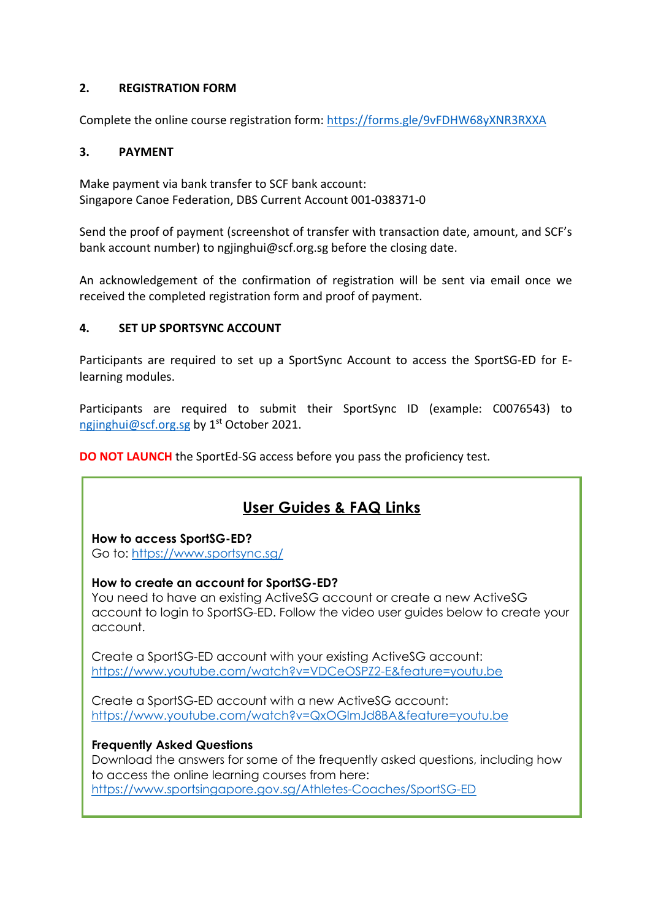## 2. REGISTRATION FORM

Complete the online course registration form: https://forms.gle/9vFDHW68yXNR3RXXA

## 3. PAYMENT

Make payment via bank transfer to SCF bank account:
Singapore Canoe Federation, DBS Current Account 001-038371-0

Send the proof of payment (screenshot of transfer with transaction date, amount, and SCF's bank account number) to ngjinghui@scf.org.sg before the closing date.

An acknowledgement of the confirmation of registration will be sent via email once we received the completed registration form and proof of payment.

## 4. SET UP SPORTSYNC ACCOUNT

Participants are required to set up a SportSync Account to access the SportSG-ED for E-learning modules.

Participants are required to submit their SportSync ID (example: C0076543) to ngjinghui@scf.org.sg by 1st October 2021.

**DO NOT LAUNCH** the SportEd-SG access before you pass the proficiency test.

### User Guides & FAQ Links

**How to access SportSG-ED?**
Go to: https://www.sportsync.sg/

**How to create an account for SportSG-ED?**
You need to have an existing ActiveSG account or create a new ActiveSG account to login to SportSG-ED. Follow the video user guides below to create your account.

Create a SportSG-ED account with your existing ActiveSG account:
https://www.youtube.com/watch?v=VDCeOSPZ2-E&feature=youtu.be

Create a SportSG-ED account with a new ActiveSG account:
https://www.youtube.com/watch?v=QxOGlmJd8BA&feature=youtu.be

**Frequently Asked Questions**
Download the answers for some of the frequently asked questions, including how to access the online learning courses from here:
https://www.sportsingapore.gov.sg/Athletes-Coaches/SportSG-ED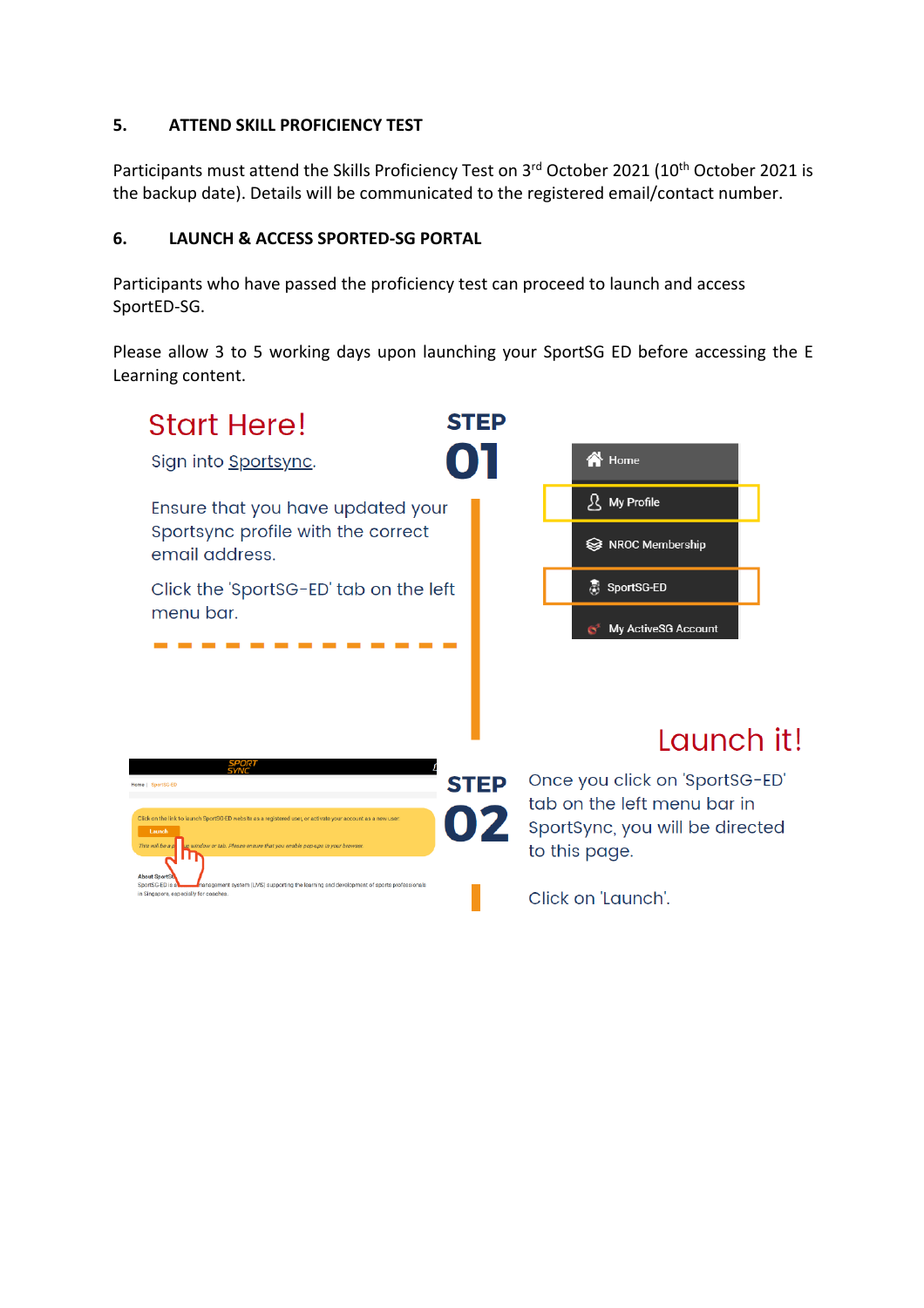## 5. ATTEND SKILL PROFICIENCY TEST

Participants must attend the Skills Proficiency Test on 3rd October 2021 (10th October 2021 is the backup date). Details will be communicated to the registered email/contact number.

## 6. LAUNCH & ACCESS SPORTED-SG PORTAL

Participants who have passed the proficiency test can proceed to launch and access SportED-SG.

Please allow 3 to 5 working days upon launching your SportSG ED before accessing the E Learning content.

Start Here!

STEP 01

Sign into Sportsync.

Ensure that you have updated your Sportsync profile with the correct email address.

Click the 'SportSG-ED' tab on the left menu bar.

Home

My Profile

NROC Membership

SportSG-ED

My ActiveSG Account

Launch it!

STEP 02

Once you click on 'SportSG-ED' tab on the left menu bar in SportSync, you will be directed to this page.

Click on 'Launch'.